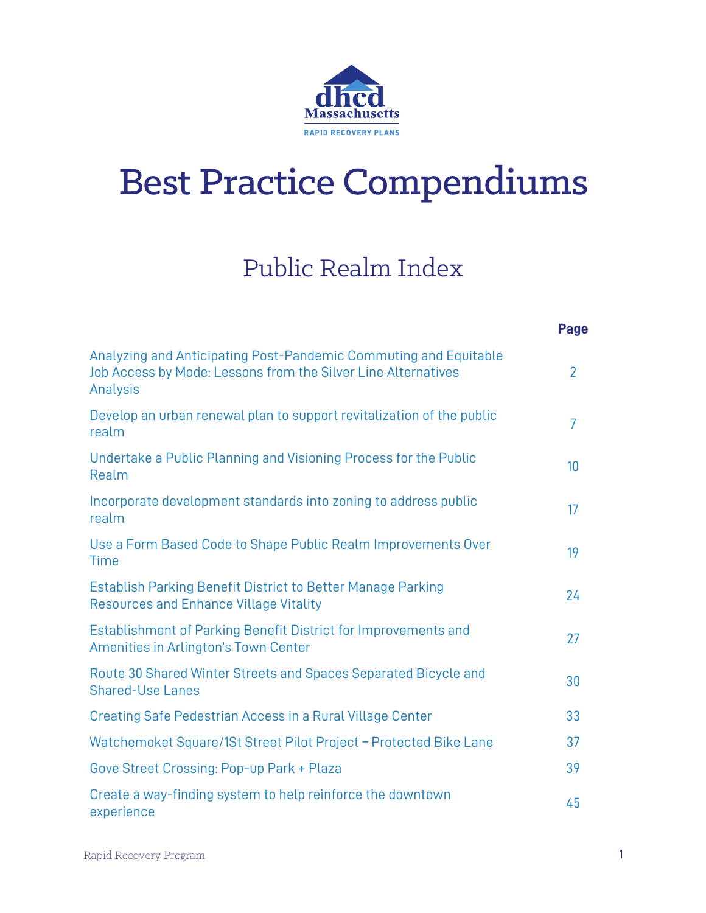dhcd Massachusetts

RAPID RECOVERY PLANS

# Best Practice Compendiums

## Public Realm Index

| | Page |
|---|---|
| Analyzing and Anticipating Post-Pandemic Commuting and Equitable Job Access by Mode: Lessons from the Silver Line Alternatives Analysis | 2 |
| Develop an urban renewal plan to support revitalization of the public realm | 7 |
| Undertake a Public Planning and Visioning Process for the Public Realm | 10 |
| Incorporate development standards into zoning to address public realm | 17 |
| Use a Form Based Code to Shape Public Realm Improvements Over Time | 19 |
| Establish Parking Benefit District to Better Manage Parking Resources and Enhance Village Vitality | 24 |
| Establishment of Parking Benefit District for Improvements and Amenities in Arlington's Town Center | 27 |
| Route 30 Shared Winter Streets and Spaces Separated Bicycle and Shared-Use Lanes | 30 |
| Creating Safe Pedestrian Access in a Rural Village Center | 33 |
| Watchemoket Square/1St Street Pilot Project – Protected Bike Lane | 37 |
| Gove Street Crossing: Pop-up Park + Plaza | 39 |
| Create a way-finding system to help reinforce the downtown experience | 45 |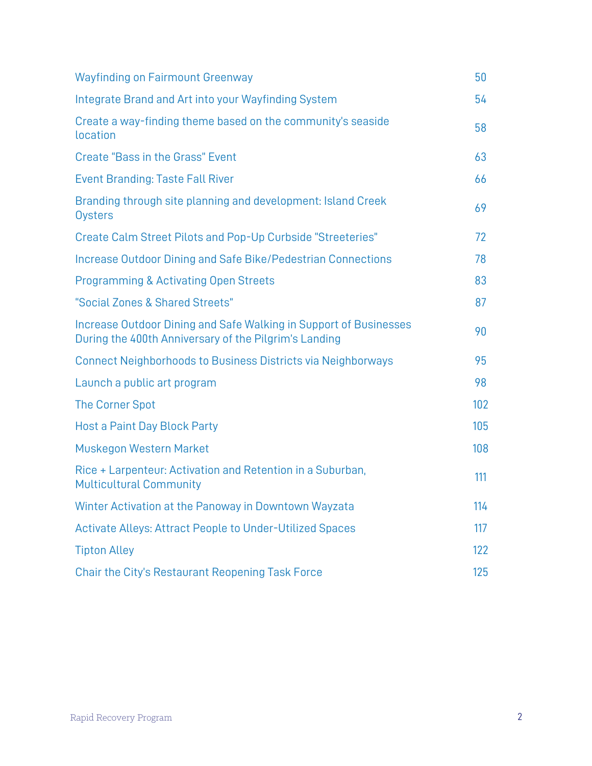| | |
|---|---|
| Wayfinding on Fairmount Greenway | 50 |
| Integrate Brand and Art into your Wayfinding System | 54 |
| Create a way-finding theme based on the community's seaside location | 58 |
| Create "Bass in the Grass" Event | 63 |
| Event Branding: Taste Fall River | 66 |
| Branding through site planning and development: Island Creek Oysters | 69 |
| Create Calm Street Pilots and Pop-Up Curbside "Streeteries" | 72 |
| Increase Outdoor Dining and Safe Bike/Pedestrian Connections | 78 |
| Programming & Activating Open Streets | 83 |
| "Social Zones & Shared Streets" | 87 |
| Increase Outdoor Dining and Safe Walking in Support of Businesses During the 400th Anniversary of the Pilgrim's Landing | 90 |
| Connect Neighborhoods to Business Districts via Neighborways | 95 |
| Launch a public art program | 98 |
| The Corner Spot | 102 |
| Host a Paint Day Block Party | 105 |
| Muskegon Western Market | 108 |
| Rice + Larpenteur: Activation and Retention in a Suburban, Multicultural Community | 111 |
| Winter Activation at the Panoway in Downtown Wayzata | 114 |
| Activate Alleys: Attract People to Under-Utilized Spaces | 117 |
| Tipton Alley | 122 |
| Chair the City's Restaurant Reopening Task Force | 125 |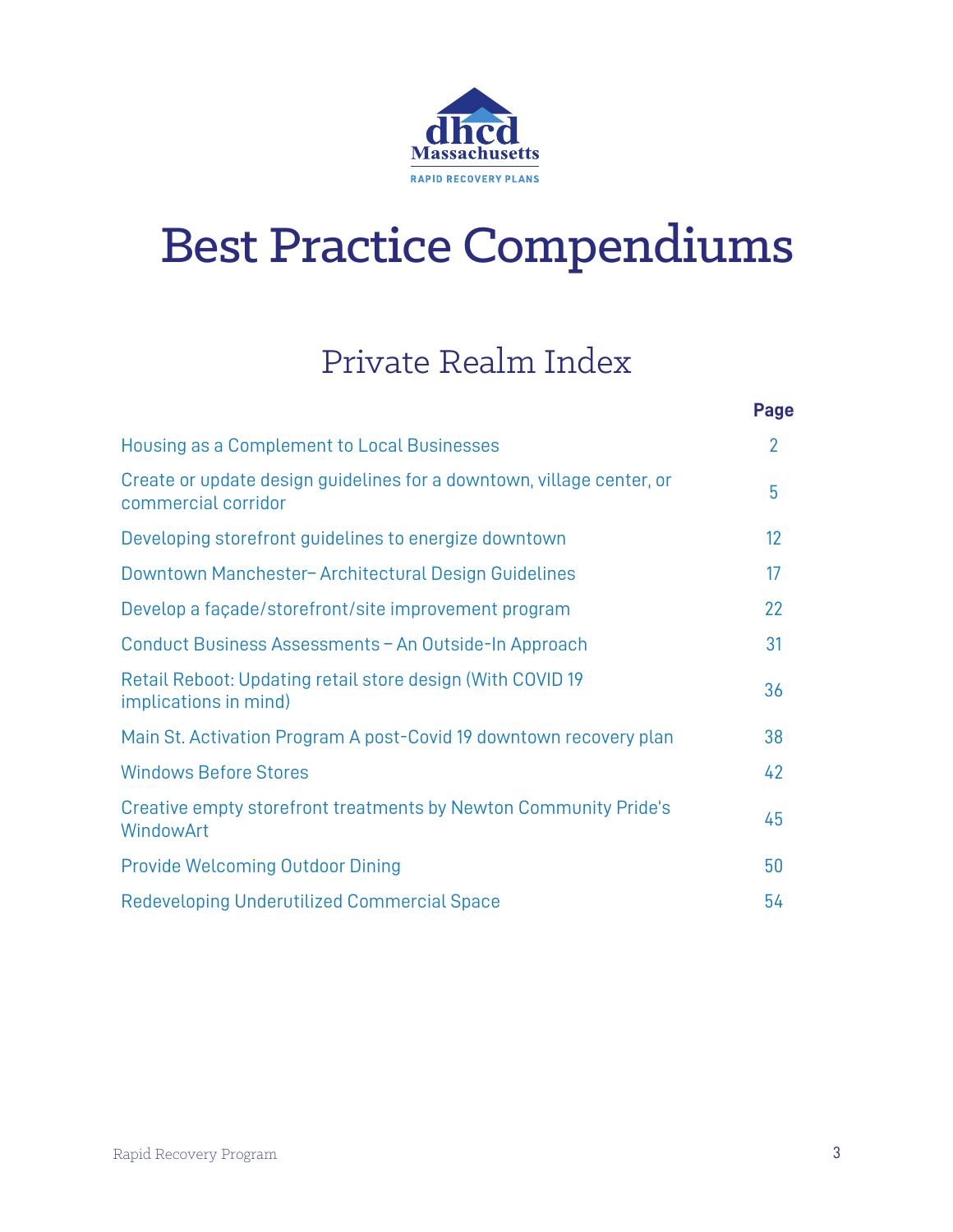dhcd Massachusetts

RAPID RECOVERY PLANS

# Best Practice Compendiums

## Private Realm Index

| | Page |
|---|---|
| Housing as a Complement to Local Businesses | 2 |
| Create or update design guidelines for a downtown, village center, or commercial corridor | 5 |
| Developing storefront guidelines to energize downtown | 12 |
| Downtown Manchester– Architectural Design Guidelines | 17 |
| Develop a façade/storefront/site improvement program | 22 |
| Conduct Business Assessments – An Outside-In Approach | 31 |
| Retail Reboot: Updating retail store design (With COVID 19 implications in mind) | 36 |
| Main St. Activation Program A post-Covid 19 downtown recovery plan | 38 |
| Windows Before Stores | 42 |
| Creative empty storefront treatments by Newton Community Pride's WindowArt | 45 |
| Provide Welcoming Outdoor Dining | 50 |
| Redeveloping Underutilized Commercial Space | 54 |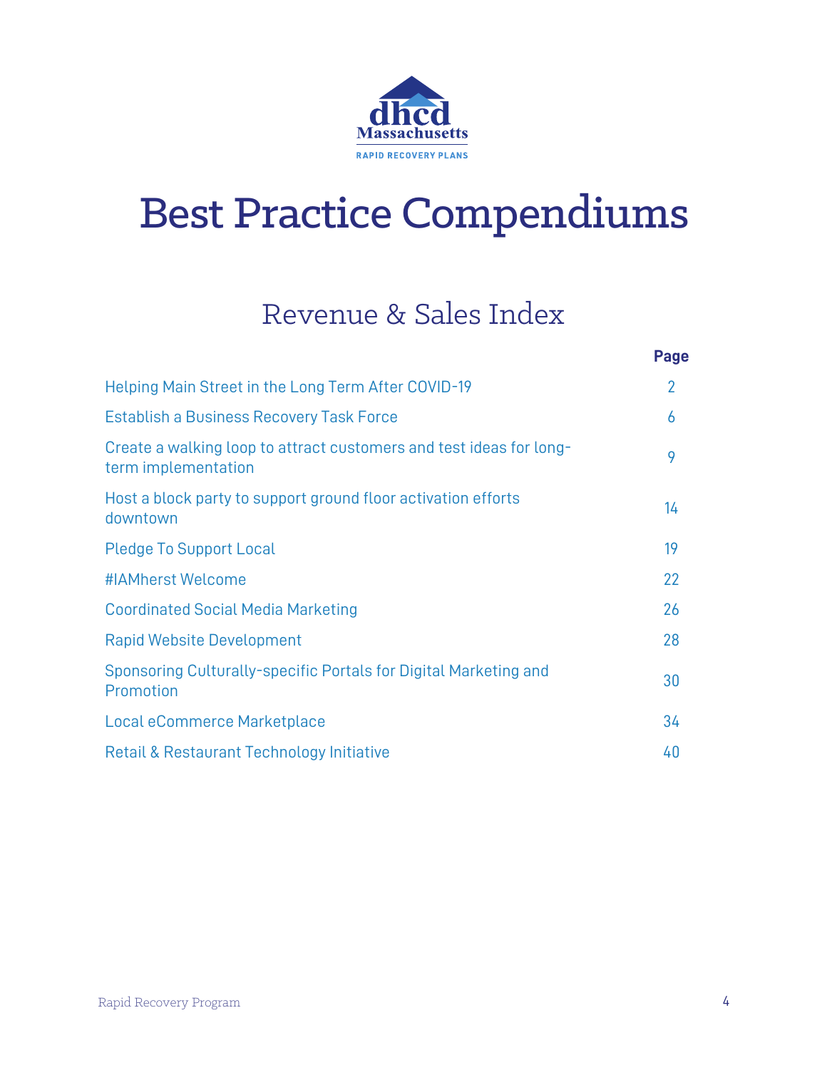dhcd Massachusetts

RAPID RECOVERY PLANS

# Best Practice Compendiums

## Revenue & Sales Index

| | Page |
|---|---|
| Helping Main Street in the Long Term After COVID-19 | 2 |
| Establish a Business Recovery Task Force | 6 |
| Create a walking loop to attract customers and test ideas for long-term implementation | 9 |
| Host a block party to support ground floor activation efforts downtown | 14 |
| Pledge To Support Local | 19 |
| #IAMherst Welcome | 22 |
| Coordinated Social Media Marketing | 26 |
| Rapid Website Development | 28 |
| Sponsoring Culturally-specific Portals for Digital Marketing and Promotion | 30 |
| Local eCommerce Marketplace | 34 |
| Retail & Restaurant Technology Initiative | 40 |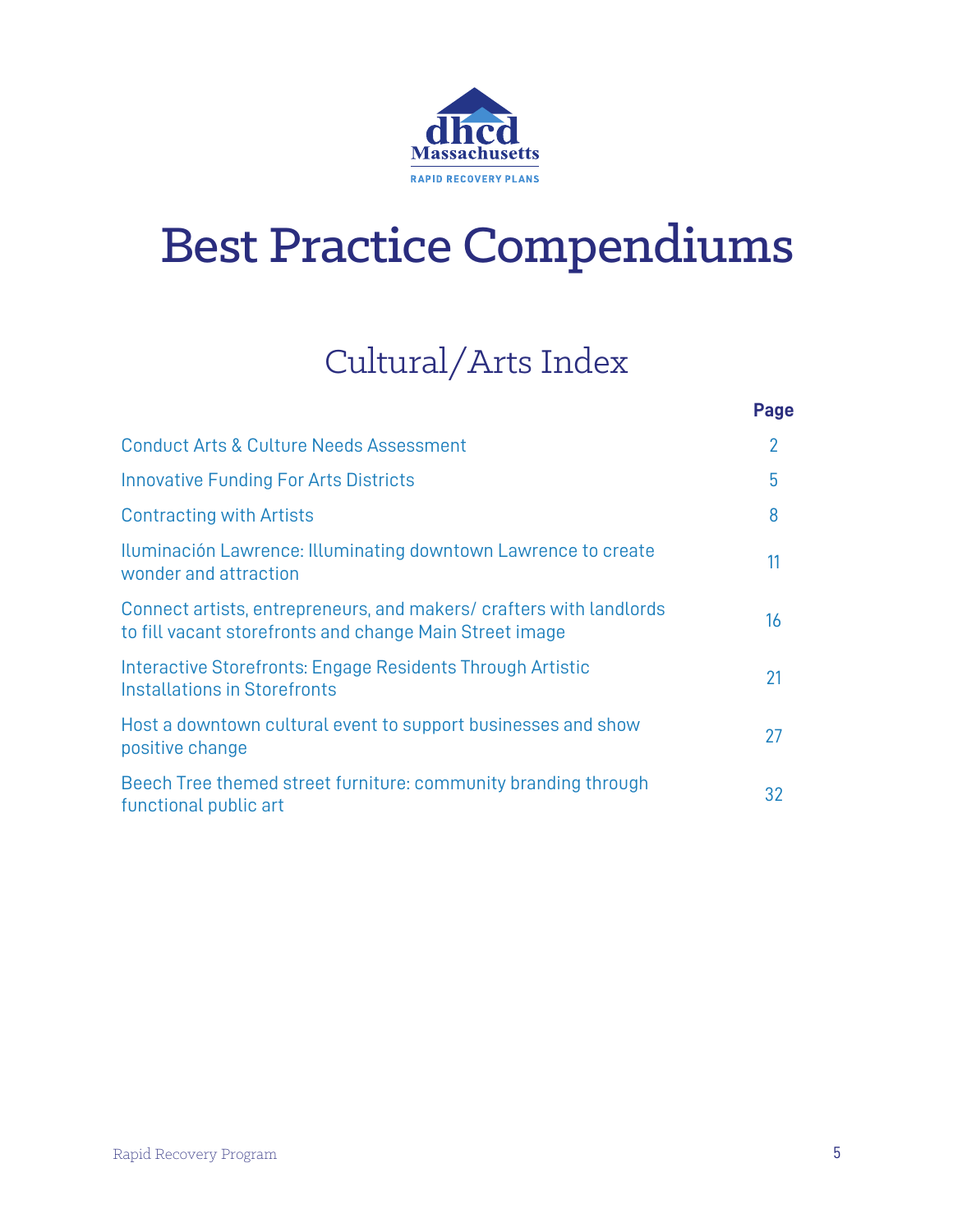dhcd Massachusetts

RAPID RECOVERY PLANS

# Best Practice Compendiums

## Cultural/Arts Index

| | Page |
|---|---|
| Conduct Arts & Culture Needs Assessment | 2 |
| Innovative Funding For Arts Districts | 5 |
| Contracting with Artists | 8 |
| Iluminación Lawrence: Illuminating downtown Lawrence to create wonder and attraction | 11 |
| Connect artists, entrepreneurs, and makers/ crafters with landlords to fill vacant storefronts and change Main Street image | 16 |
| Interactive Storefronts: Engage Residents Through Artistic Installations in Storefronts | 21 |
| Host a downtown cultural event to support businesses and show positive change | 27 |
| Beech Tree themed street furniture: community branding through functional public art | 32 |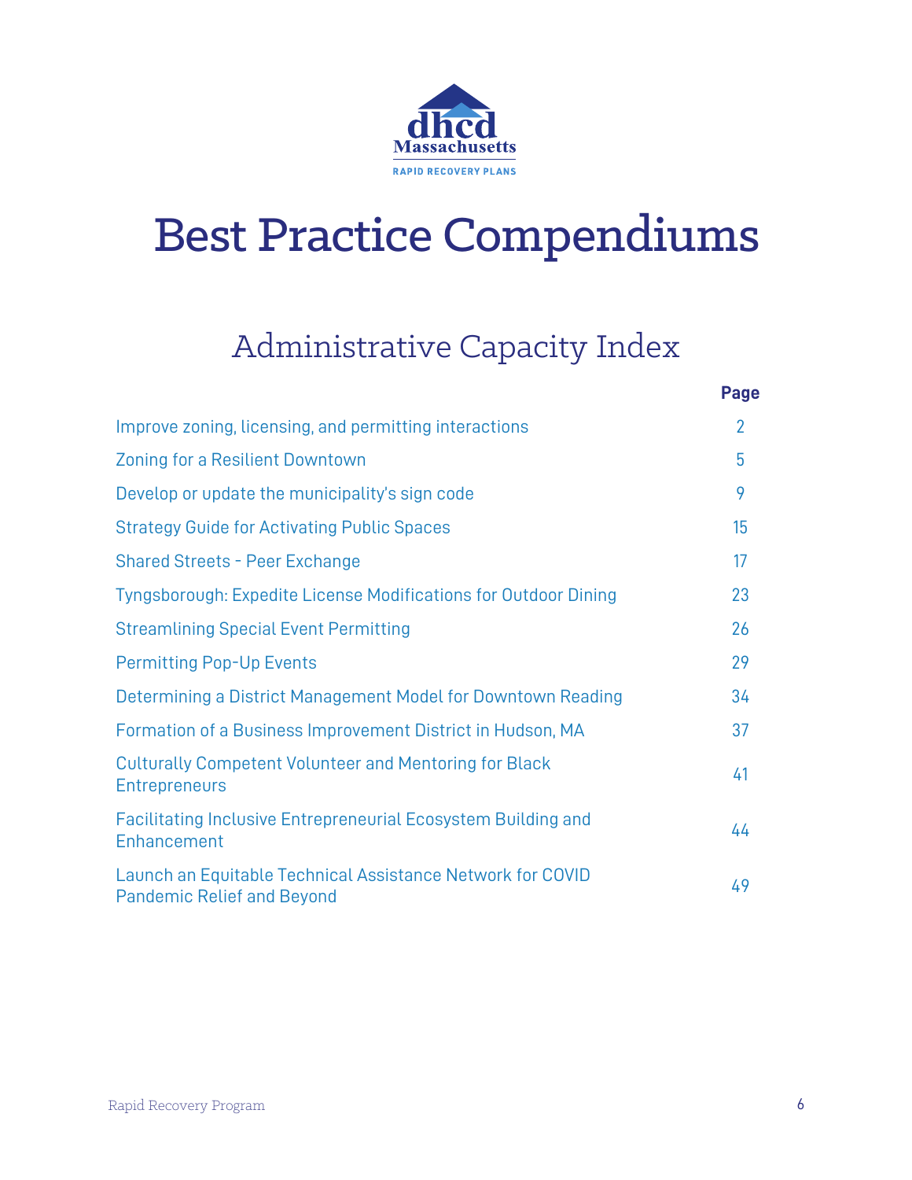dhcd Massachusetts

RAPID RECOVERY PLANS

# Best Practice Compendiums

## Administrative Capacity Index

| | Page |
|---|---|
| Improve zoning, licensing, and permitting interactions | 2 |
| Zoning for a Resilient Downtown | 5 |
| Develop or update the municipality's sign code | 9 |
| Strategy Guide for Activating Public Spaces | 15 |
| Shared Streets - Peer Exchange | 17 |
| Tyngsborough: Expedite License Modifications for Outdoor Dining | 23 |
| Streamlining Special Event Permitting | 26 |
| Permitting Pop-Up Events | 29 |
| Determining a District Management Model for Downtown Reading | 34 |
| Formation of a Business Improvement District in Hudson, MA | 37 |
| Culturally Competent Volunteer and Mentoring for Black Entrepreneurs | 41 |
| Facilitating Inclusive Entrepreneurial Ecosystem Building and Enhancement | 44 |
| Launch an Equitable Technical Assistance Network for COVID Pandemic Relief and Beyond | 49 |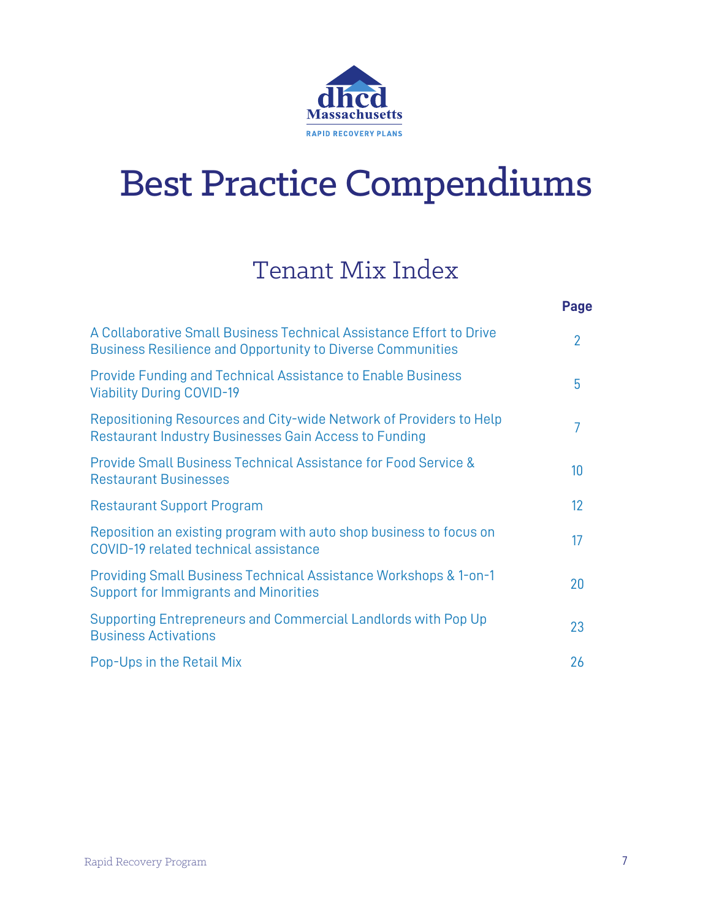dhcd Massachusetts

RAPID RECOVERY PLANS

# Best Practice Compendiums

## Tenant Mix Index

| | Page |
|---|---|
| A Collaborative Small Business Technical Assistance Effort to Drive Business Resilience and Opportunity to Diverse Communities | 2 |
| Provide Funding and Technical Assistance to Enable Business Viability During COVID-19 | 5 |
| Repositioning Resources and City-wide Network of Providers to Help Restaurant Industry Businesses Gain Access to Funding | 7 |
| Provide Small Business Technical Assistance for Food Service & Restaurant Businesses | 10 |
| Restaurant Support Program | 12 |
| Reposition an existing program with auto shop business to focus on COVID-19 related technical assistance | 17 |
| Providing Small Business Technical Assistance Workshops & 1-on-1 Support for Immigrants and Minorities | 20 |
| Supporting Entrepreneurs and Commercial Landlords with Pop Up Business Activations | 23 |
| Pop-Ups in the Retail Mix | 26 |